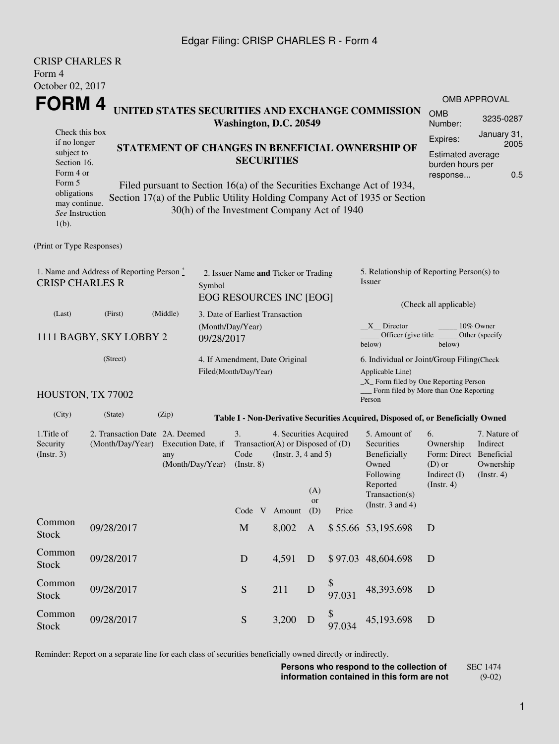Edgar Filing: CRISP CHARLES R - Form 4

CRISP CHARLES R
Form 4
October 02, 2017

# FORM 4

Check this box if no longer subject to Section 16. Form 4 or Form 5 obligations may continue. *See* Instruction 1(b).

## UNITED STATES SECURITIES AND EXCHANGE COMMISSION
**Washington, D.C. 20549**

## STATEMENT OF CHANGES IN BENEFICIAL OWNERSHIP OF SECURITIES

Filed pursuant to Section 16(a) of the Securities Exchange Act of 1934, Section 17(a) of the Public Utility Holding Company Act of 1935 or Section 30(h) of the Investment Company Act of 1940

| OMB APPROVAL | |
|---|---|
| OMB Number: | 3235-0287 |
| Expires: | January 31, 2005 |
| Estimated average burden hours per response... | 0.5 |

(Print or Type Responses)

1. Name and Address of Reporting Person *
CRISP CHARLES R

(Last) (First) (Middle)

1111 BAGBY, SKY LOBBY 2

(Street)

HOUSTON, TX 77002

(City) (State) (Zip)

2. Issuer Name **and** Ticker or Trading Symbol
EOG RESOURCES INC [EOG]

3. Date of Earliest Transaction (Month/Day/Year)
09/28/2017

4. If Amendment, Date Original Filed(Month/Day/Year)

5. Relationship of Reporting Person(s) to Issuer

(Check all applicable)

\_X\_ Director \_\_\_\_\_ 10% Owner
\_\_\_\_\_ Officer (give title below) \_\_\_\_\_ Other (specify below)

6. Individual or Joint/Group Filing(Check Applicable Line)
\_X\_ Form filed by One Reporting Person
\_\_\_ Form filed by More than One Reporting Person

**Table I - Non-Derivative Securities Acquired, Disposed of, or Beneficially Owned**

| 1.Title of Security (Instr. 3) | 2. Transaction Date (Month/Day/Year) | 2A. Deemed Execution Date, if any (Month/Day/Year) | 3. Transaction Code (Instr. 8) | | 4. Securities Acquired (A) or Disposed of (D) (Instr. 3, 4 and 5) | | | 5. Amount of Securities Beneficially Owned Following Reported Transaction(s) (Instr. 3 and 4) | 6. Ownership Form: Direct (D) or Indirect (I) (Instr. 4) | 7. Nature of Indirect Beneficial Ownership (Instr. 4) |
|---|---|---|---|---|---|---|---|---|---|---|
| | | | Code | V | Amount | (A) or (D) | Price | | | |
| Common Stock | 09/28/2017 | | M | | 8,002 | A | $ 55.66 | 53,195.698 | D | |
| Common Stock | 09/28/2017 | | D | | 4,591 | D | $ 97.03 | 48,604.698 | D | |
| Common Stock | 09/28/2017 | | S | | 211 | D | $ 97.031 | 48,393.698 | D | |
| Common Stock | 09/28/2017 | | S | | 3,200 | D | $ 97.034 | 45,193.698 | D | |

Reminder: Report on a separate line for each class of securities beneficially owned directly or indirectly.

**Persons who respond to the collection of information contained in this form are not**

SEC 1474 (9-02)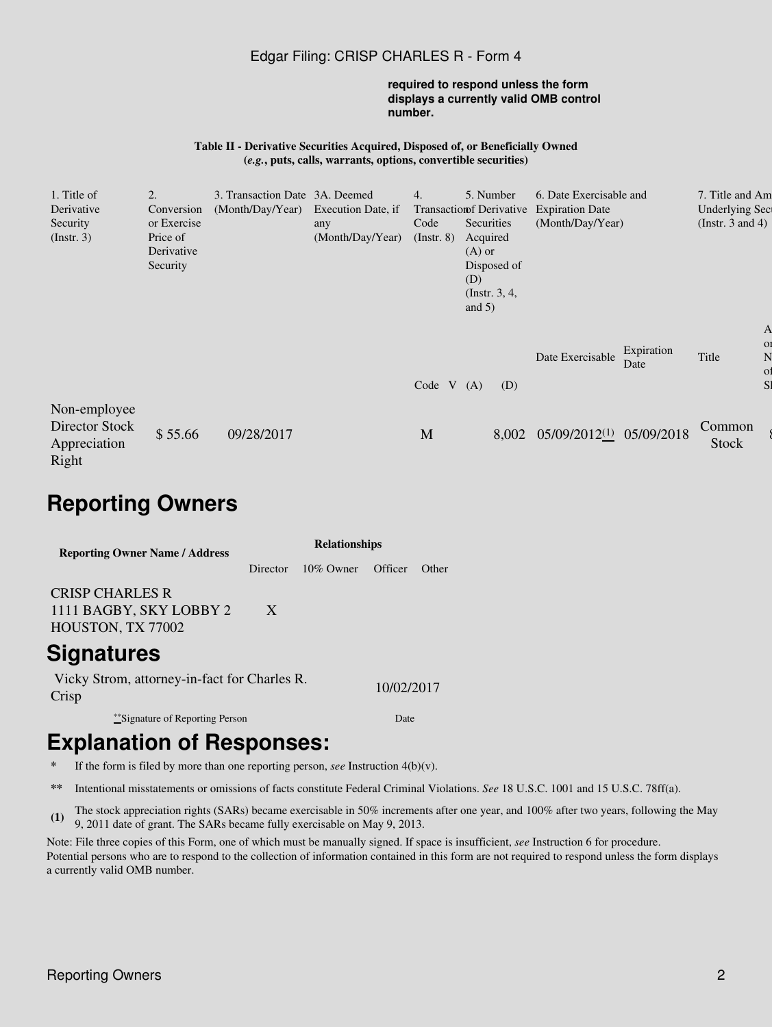required to respond unless the form displays a currently valid OMB control number.

**Table II - Derivative Securities Acquired, Disposed of, or Beneficially Owned (*e.g.*, puts, calls, warrants, options, convertible securities)**

| 1. Title of Derivative Security (Instr. 3) | 2. Conversion or Exercise Price of Derivative Security | 3. Transaction Date (Month/Day/Year) | 3A. Deemed Execution Date, if any (Month/Day/Year) | 4. Transaction Code (Instr. 8) | | 5. Number of Derivative Securities Acquired (A) or Disposed of (D) (Instr. 3, 4, and 5) | | 6. Date Exercisable and Expiration Date (Month/Day/Year) | | 7. Title and Am Underlying Secu (Instr. 3 and 4) | |
|---|---|---|---|---|---|---|---|---|---|---|---|
| | | | | Code | V | (A) | (D) | Date Exercisable | Expiration Date | Title | A o N o S |
| Non-employee Director Stock Appreciation Right | $ 55.66 | 09/28/2017 | | M | | | 8,002 | 05/09/2012 (1) | 05/09/2018 | Common Stock | 8 |

# Reporting Owners

| Reporting Owner Name / Address | Relationships | | | |
|---|---|---|---|---|
| | Director | 10% Owner | Officer | Other |
| CRISP CHARLES R<br>1111 BAGBY, SKY LOBBY 2<br>HOUSTON, TX 77002 | X | | | |

# Signatures

| | |
|---|---|
| Vicky Strom, attorney-in-fact for Charles R. Crisp | 10/02/2017 |
| **Signature of Reporting Person | Date |

# Explanation of Responses:

* If the form is filed by more than one reporting person, *see* Instruction 4(b)(v).

** Intentional misstatements or omissions of facts constitute Federal Criminal Violations. *See* 18 U.S.C. 1001 and 15 U.S.C. 78ff(a).

**(1)** The stock appreciation rights (SARs) became exercisable in 50% increments after one year, and 100% after two years, following the May 9, 2011 date of grant. The SARs became fully exercisable on May 9, 2013.

Note: File three copies of this Form, one of which must be manually signed. If space is insufficient, *see* Instruction 6 for procedure.
Potential persons who are to respond to the collection of information contained in this form are not required to respond unless the form displays a currently valid OMB number.